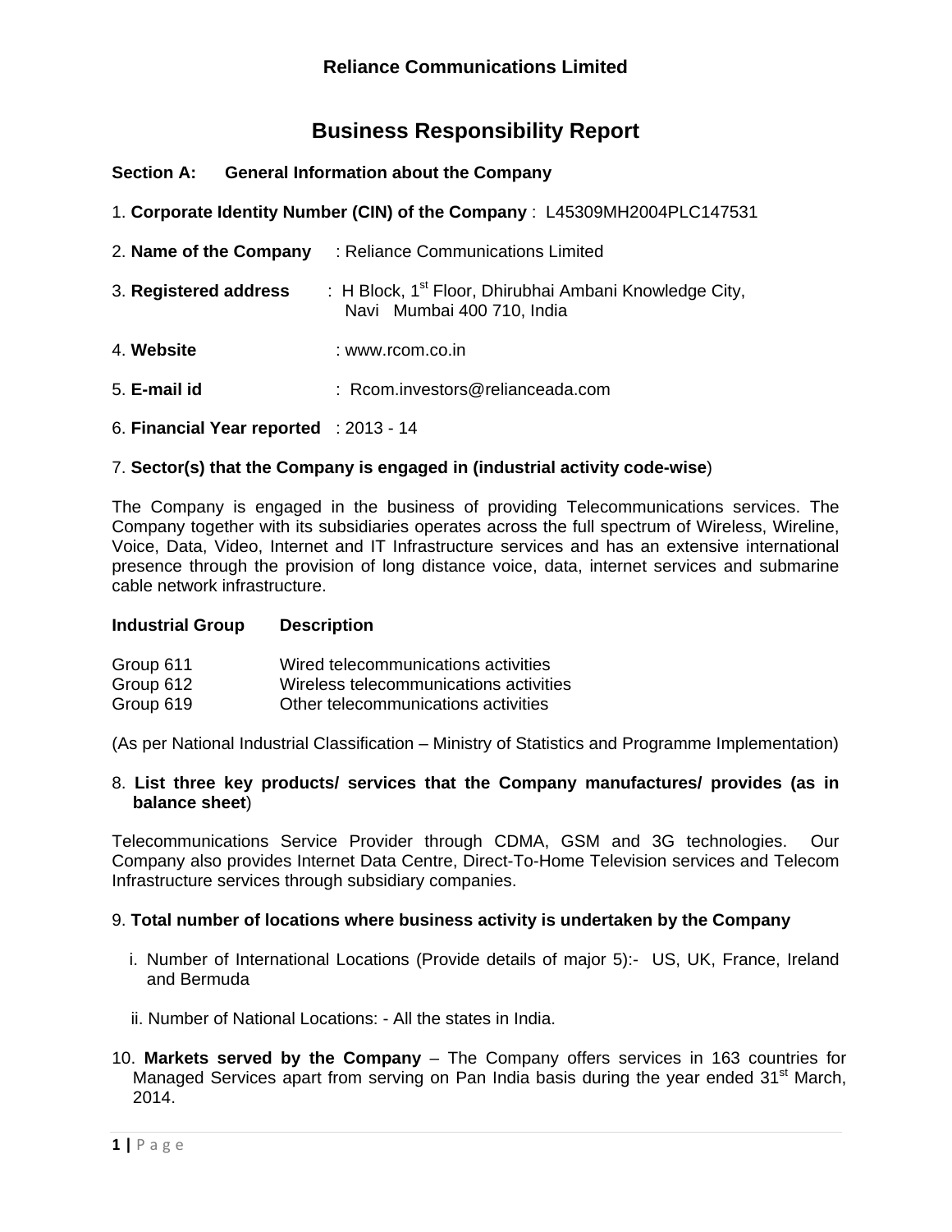# Reliance Communications Limited

## Business Responsibility Report

### Section A: General Information about the Company

1. **Corporate Identity Number (CIN) of the Company** : L45309MH2004PLC147531

2. **Name of the Company** : Reliance Communications Limited

3. **Registered address** : H Block, 1st Floor, Dhirubhai Ambani Knowledge City, Navi Mumbai 400 710, India

4. **Website** : www.rcom.co.in

5. **E-mail id** : Rcom.investors@relianceada.com

6. **Financial Year reported** : 2013 - 14

7. **Sector(s) that the Company is engaged in (industrial activity code-wise)**

The Company is engaged in the business of providing Telecommunications services. The Company together with its subsidiaries operates across the full spectrum of Wireless, Wireline, Voice, Data, Video, Internet and IT Infrastructure services and has an extensive international presence through the provision of long distance voice, data, internet services and submarine cable network infrastructure.

| **Industrial Group** | **Description** |
|---|---|
| Group 611 | Wired telecommunications activities |
| Group 612 | Wireless telecommunications activities |
| Group 619 | Other telecommunications activities |

(As per National Industrial Classification – Ministry of Statistics and Programme Implementation)

8. **List three key products/ services that the Company manufactures/ provides (as in balance sheet)**

Telecommunications Service Provider through CDMA, GSM and 3G technologies. Our Company also provides Internet Data Centre, Direct-To-Home Television services and Telecom Infrastructure services through subsidiary companies.

9. **Total number of locations where business activity is undertaken by the Company**

   i. Number of International Locations (Provide details of major 5):- US, UK, France, Ireland and Bermuda

   ii. Number of National Locations: - All the states in India.

10. **Markets served by the Company** – The Company offers services in 163 countries for Managed Services apart from serving on Pan India basis during the year ended 31st March, 2014.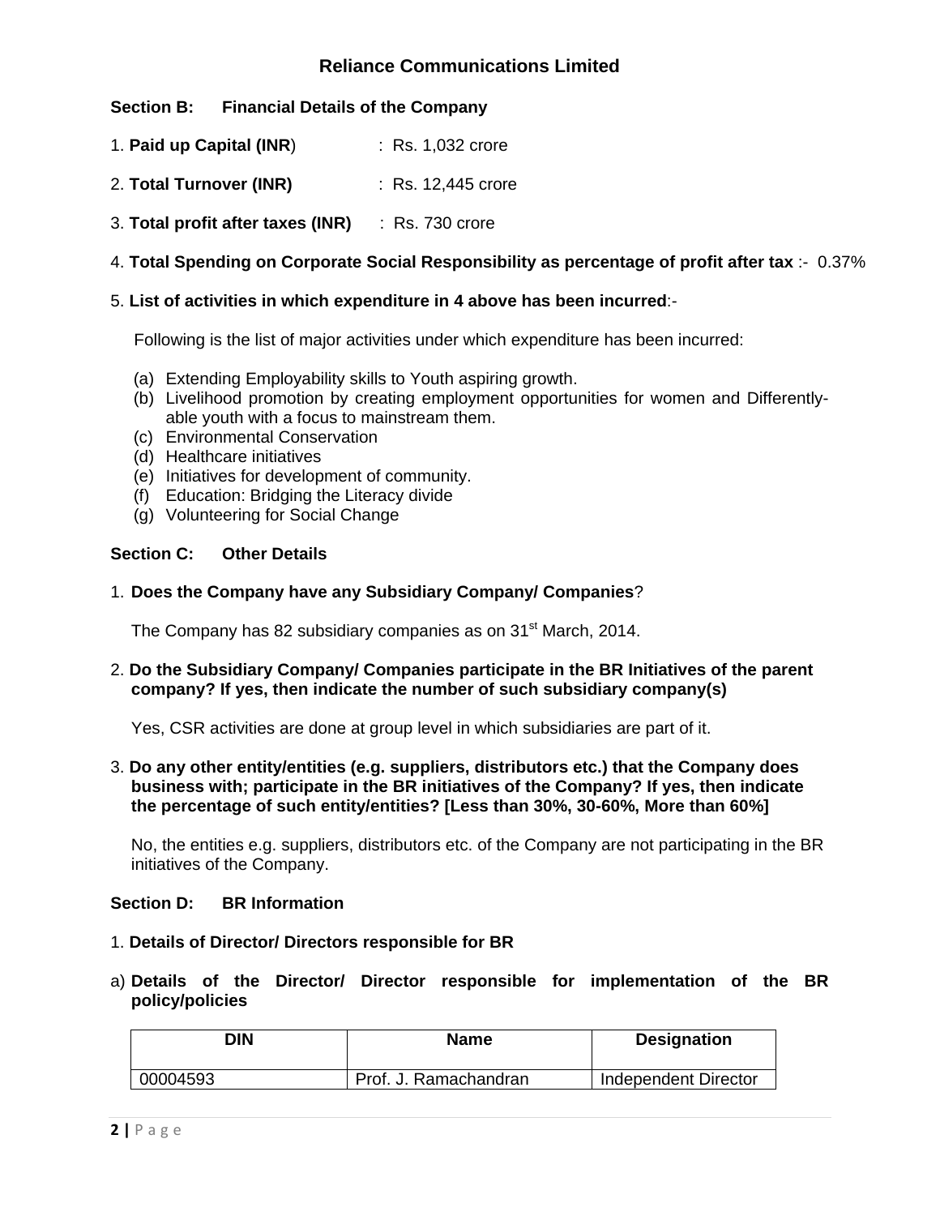# Reliance Communications Limited

## Section B: Financial Details of the Company

1. **Paid up Capital (INR**) : Rs. 1,032 crore

2. **Total Turnover (INR)** : Rs. 12,445 crore

3. **Total profit after taxes (INR)** : Rs. 730 crore

4. **Total Spending on Corporate Social Responsibility as percentage of profit after tax** :- 0.37%

5. **List of activities in which expenditure in 4 above has been incurred**:-

Following is the list of major activities under which expenditure has been incurred:

(a) Extending Employability skills to Youth aspiring growth.
(b) Livelihood promotion by creating employment opportunities for women and Differently-able youth with a focus to mainstream them.
(c) Environmental Conservation
(d) Healthcare initiatives
(e) Initiatives for development of community.
(f) Education: Bridging the Literacy divide
(g) Volunteering for Social Change

## Section C: Other Details

1. **Does the Company have any Subsidiary Company/ Companies**?

The Company has 82 subsidiary companies as on 31st March, 2014.

2. **Do the Subsidiary Company/ Companies participate in the BR Initiatives of the parent company? If yes, then indicate the number of such subsidiary company(s)**

Yes, CSR activities are done at group level in which subsidiaries are part of it.

3. **Do any other entity/entities (e.g. suppliers, distributors etc.) that the Company does business with; participate in the BR initiatives of the Company? If yes, then indicate the percentage of such entity/entities? [Less than 30%, 30-60%, More than 60%]**

No, the entities e.g. suppliers, distributors etc. of the Company are not participating in the BR initiatives of the Company.

## Section D: BR Information

1. **Details of Director/ Directors responsible for BR**

a) **Details of the Director/ Director responsible for implementation of the BR policy/policies**

| DIN | Name | Designation |
|---|---|---|
| 00004593 | Prof. J. Ramachandran | Independent Director |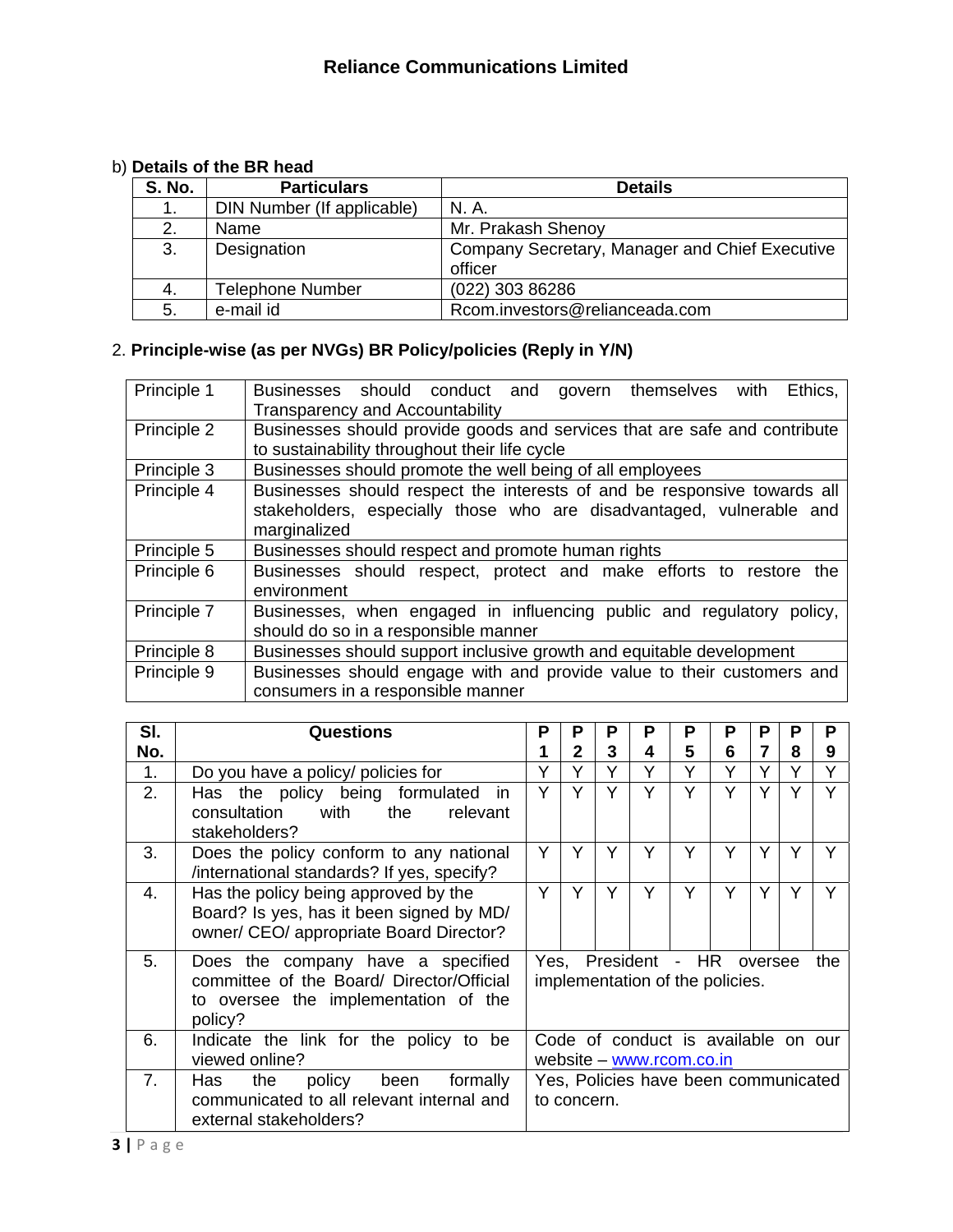b) **Details of the BR head**

| S. No. | Particulars | Details |
|---|---|---|
| 1. | DIN Number (If applicable) | N. A. |
| 2. | Name | Mr. Prakash Shenoy |
| 3. | Designation | Company Secretary, Manager and Chief Executive officer |
| 4. | Telephone Number | (022) 303 86286 |
| 5. | e-mail id | Rcom.investors@relianceada.com |

2. **Principle-wise (as per NVGs) BR Policy/policies (Reply in Y/N)**

| | |
|---|---|
| Principle 1 | Businesses should conduct and govern themselves with Ethics, Transparency and Accountability |
| Principle 2 | Businesses should provide goods and services that are safe and contribute to sustainability throughout their life cycle |
| Principle 3 | Businesses should promote the well being of all employees |
| Principle 4 | Businesses should respect the interests of and be responsive towards all stakeholders, especially those who are disadvantaged, vulnerable and marginalized |
| Principle 5 | Businesses should respect and promote human rights |
| Principle 6 | Businesses should respect, protect and make efforts to restore the environment |
| Principle 7 | Businesses, when engaged in influencing public and regulatory policy, should do so in a responsible manner |
| Principle 8 | Businesses should support inclusive growth and equitable development |
| Principle 9 | Businesses should engage with and provide value to their customers and consumers in a responsible manner |

| Sl. No. | Questions | P 1 | P 2 | P 3 | P 4 | P 5 | P 6 | P 7 | P 8 | P 9 |
|---|---|---|---|---|---|---|---|---|---|---|
| 1. | Do you have a policy/ policies for | Y | Y | Y | Y | Y | Y | Y | Y | Y |
| 2. | Has the policy being formulated in consultation with the relevant stakeholders? | Y | Y | Y | Y | Y | Y | Y | Y | Y |
| 3. | Does the policy conform to any national /international standards? If yes, specify? | Y | Y | Y | Y | Y | Y | Y | Y | Y |
| 4. | Has the policy being approved by the Board? Is yes, has it been signed by MD/ owner/ CEO/ appropriate Board Director? | Y | Y | Y | Y | Y | Y | Y | Y | Y |
| 5. | Does the company have a specified committee of the Board/ Director/Official to oversee the implementation of the policy? | Yes, President - HR oversee the implementation of the policies. | | | | | | | | |
| 6. | Indicate the link for the policy to be viewed online? | Code of conduct is available on our website – www.rcom.co.in | | | | | | | | |
| 7. | Has the policy been formally communicated to all relevant internal and external stakeholders? | Yes, Policies have been communicated to concern. | | | | | | | | |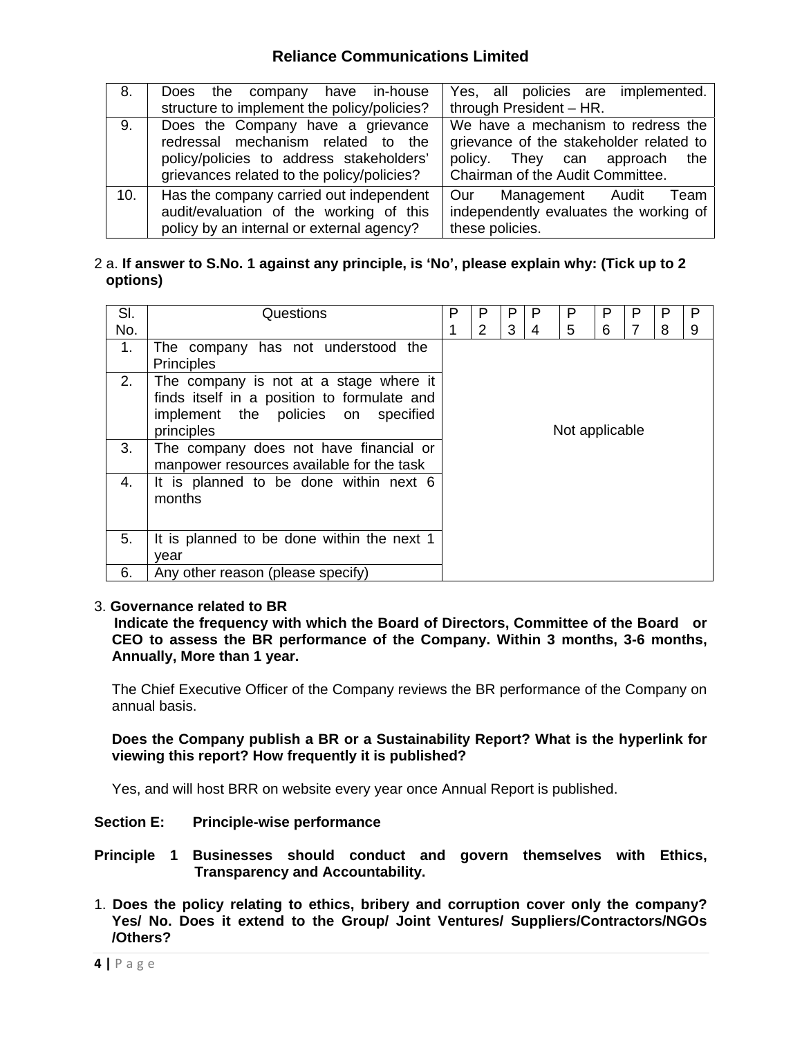| 8. | Does the company have in-house structure to implement the policy/policies? | Yes, all policies are implemented. through President – HR. |
|---|---|---|
| 9. | Does the Company have a grievance redressal mechanism related to the policy/policies to address stakeholders' grievances related to the policy/policies? | We have a mechanism to redress the grievance of the stakeholder related to policy. They can approach the Chairman of the Audit Committee. |
| 10. | Has the company carried out independent audit/evaluation of the working of this policy by an internal or external agency? | Our Management Audit Team independently evaluates the working of these policies. |

2 a. **If answer to S.No. 1 against any principle, is 'No', please explain why: (Tick up to 2 options)**

| Sl. No. | Questions | P 1 | P 2 | P 3 | P 4 | P 5 | P 6 | P 7 | P 8 | P 9 |
|---|---|---|---|---|---|---|---|---|---|---|
| 1. | The company has not understood the Principles | Not applicable | | | | | | | | |
| 2. | The company is not at a stage where it finds itself in a position to formulate and implement the policies on specified principles | | | | | | | | | |
| 3. | The company does not have financial or manpower resources available for the task | | | | | | | | | |
| 4. | It is planned to be done within next 6 months | | | | | | | | | |
| 5. | It is planned to be done within the next 1 year | | | | | | | | | |
| 6. | Any other reason (please specify) | | | | | | | | | |

3. **Governance related to BR**

**Indicate the frequency with which the Board of Directors, Committee of the Board or CEO to assess the BR performance of the Company. Within 3 months, 3-6 months, Annually, More than 1 year.**

The Chief Executive Officer of the Company reviews the BR performance of the Company on annual basis.

**Does the Company publish a BR or a Sustainability Report? What is the hyperlink for viewing this report? How frequently it is published?**

Yes, and will host BRR on website every year once Annual Report is published.

**Section E: Principle-wise performance**

**Principle 1 Businesses should conduct and govern themselves with Ethics, Transparency and Accountability.**

1. **Does the policy relating to ethics, bribery and corruption cover only the company? Yes/ No. Does it extend to the Group/ Joint Ventures/ Suppliers/Contractors/NGOs /Others?**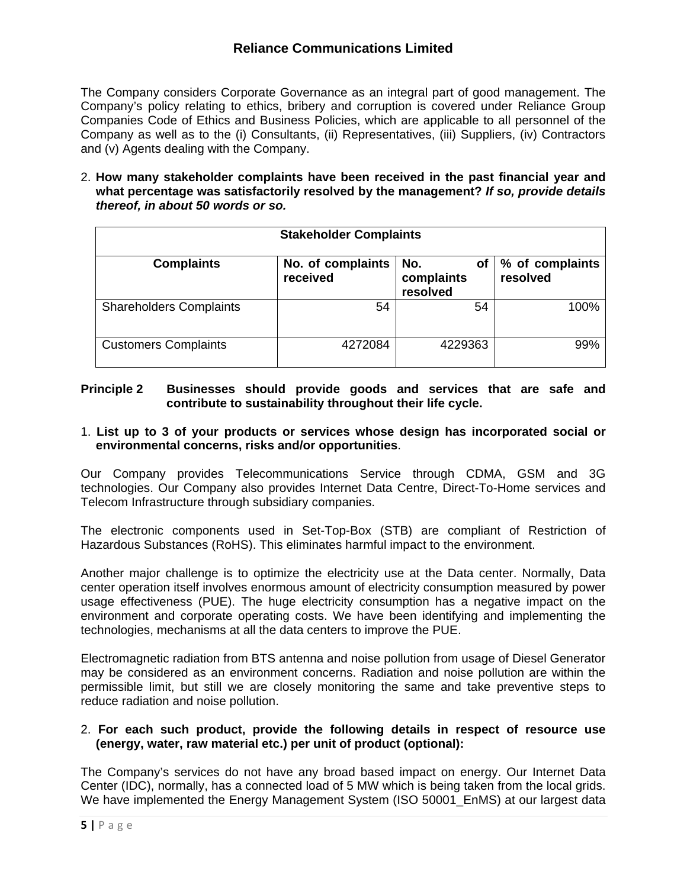The Company considers Corporate Governance as an integral part of good management. The Company's policy relating to ethics, bribery and corruption is covered under Reliance Group Companies Code of Ethics and Business Policies, which are applicable to all personnel of the Company as well as to the (i) Consultants, (ii) Representatives, (iii) Suppliers, (iv) Contractors and (v) Agents dealing with the Company.

2. **How many stakeholder complaints have been received in the past financial year and what percentage was satisfactorily resolved by the management? *If so, provide details thereof, in about 50 words or so.***

| **Stakeholder Complaints** | | | |
|---|---|---|---|
| **Complaints** | **No. of complaints received** | **No. of complaints resolved** | **% of complaints resolved** |
| Shareholders Complaints | 54 | 54 | 100% |
| Customers Complaints | 4272084 | 4229363 | 99% |

**Principle 2 Businesses should provide goods and services that are safe and contribute to sustainability throughout their life cycle.**

1. **List up to 3 of your products or services whose design has incorporated social or environmental concerns, risks and/or opportunities**.

Our Company provides Telecommunications Service through CDMA, GSM and 3G technologies. Our Company also provides Internet Data Centre, Direct-To-Home services and Telecom Infrastructure through subsidiary companies.

The electronic components used in Set-Top-Box (STB) are compliant of Restriction of Hazardous Substances (RoHS). This eliminates harmful impact to the environment.

Another major challenge is to optimize the electricity use at the Data center. Normally, Data center operation itself involves enormous amount of electricity consumption measured by power usage effectiveness (PUE). The huge electricity consumption has a negative impact on the environment and corporate operating costs. We have been identifying and implementing the technologies, mechanisms at all the data centers to improve the PUE.

Electromagnetic radiation from BTS antenna and noise pollution from usage of Diesel Generator may be considered as an environment concerns. Radiation and noise pollution are within the permissible limit, but still we are closely monitoring the same and take preventive steps to reduce radiation and noise pollution.

2. **For each such product, provide the following details in respect of resource use (energy, water, raw material etc.) per unit of product (optional):**

The Company's services do not have any broad based impact on energy. Our Internet Data Center (IDC), normally, has a connected load of 5 MW which is being taken from the local grids. We have implemented the Energy Management System (ISO 50001_EnMS) at our largest data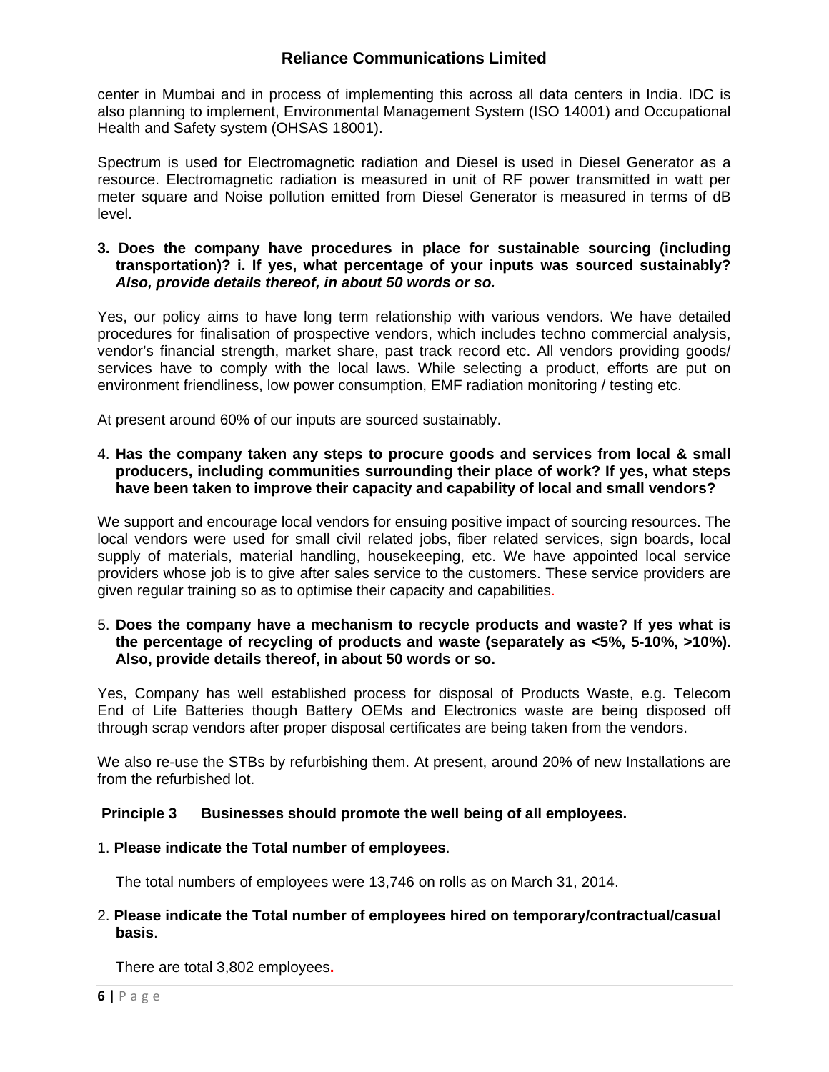center in Mumbai and in process of implementing this across all data centers in India. IDC is also planning to implement, Environmental Management System (ISO 14001) and Occupational Health and Safety system (OHSAS 18001).

Spectrum is used for Electromagnetic radiation and Diesel is used in Diesel Generator as a resource. Electromagnetic radiation is measured in unit of RF power transmitted in watt per meter square and Noise pollution emitted from Diesel Generator is measured in terms of dB level.

**3. Does the company have procedures in place for sustainable sourcing (including transportation)? i. If yes, what percentage of your inputs was sourced sustainably? *Also, provide details thereof, in about 50 words or so.***

Yes, our policy aims to have long term relationship with various vendors. We have detailed procedures for finalisation of prospective vendors, which includes techno commercial analysis, vendor's financial strength, market share, past track record etc. All vendors providing goods/ services have to comply with the local laws. While selecting a product, efforts are put on environment friendliness, low power consumption, EMF radiation monitoring / testing etc.

At present around 60% of our inputs are sourced sustainably.

4. **Has the company taken any steps to procure goods and services from local & small producers, including communities surrounding their place of work? If yes, what steps have been taken to improve their capacity and capability of local and small vendors?**

We support and encourage local vendors for ensuing positive impact of sourcing resources. The local vendors were used for small civil related jobs, fiber related services, sign boards, local supply of materials, material handling, housekeeping, etc. We have appointed local service providers whose job is to give after sales service to the customers. These service providers are given regular training so as to optimise their capacity and capabilities.

5. **Does the company have a mechanism to recycle products and waste? If yes what is the percentage of recycling of products and waste (separately as <5%, 5-10%, >10%). Also, provide details thereof, in about 50 words or so.**

Yes, Company has well established process for disposal of Products Waste, e.g. Telecom End of Life Batteries though Battery OEMs and Electronics waste are being disposed off through scrap vendors after proper disposal certificates are being taken from the vendors.

We also re-use the STBs by refurbishing them. At present, around 20% of new Installations are from the refurbished lot.

**Principle 3 Businesses should promote the well being of all employees.**

1. **Please indicate the Total number of employees**.

The total numbers of employees were 13,746 on rolls as on March 31, 2014.

2. **Please indicate the Total number of employees hired on temporary/contractual/casual basis**.

There are total 3,802 employees.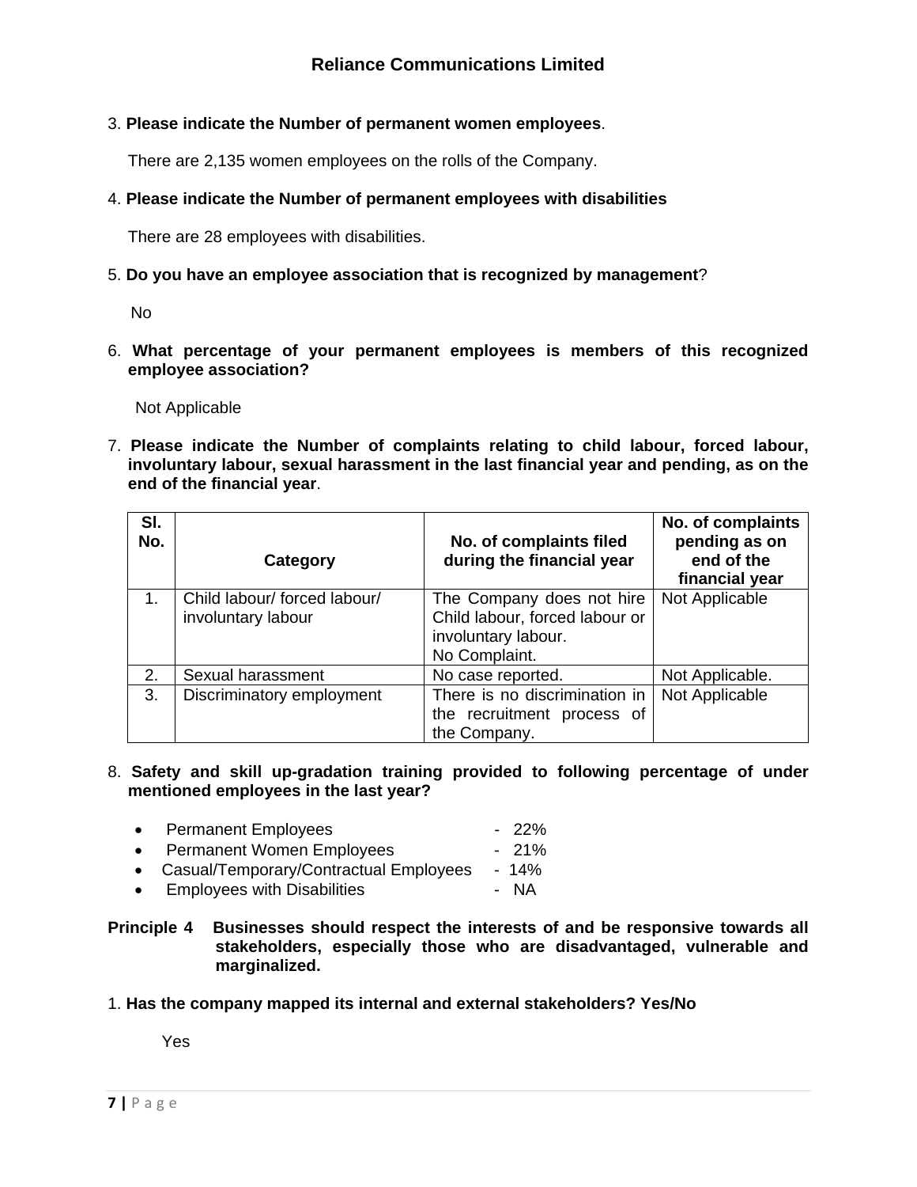3. **Please indicate the Number of permanent women employees**.

There are 2,135 women employees on the rolls of the Company.

4. **Please indicate the Number of permanent employees with disabilities**

There are 28 employees with disabilities.

5. **Do you have an employee association that is recognized by management**?

No

6. **What percentage of your permanent employees is members of this recognized employee association?**

Not Applicable

7. **Please indicate the Number of complaints relating to child labour, forced labour, involuntary labour, sexual harassment in the last financial year and pending, as on the end of the financial year**.

| Sl. No. | Category | No. of complaints filed during the financial year | No. of complaints pending as on end of the financial year |
| --- | --- | --- | --- |
| 1. | Child labour/ forced labour/ involuntary labour | The Company does not hire Child labour, forced labour or involuntary labour. No Complaint. | Not Applicable |
| 2. | Sexual harassment | No case reported. | Not Applicable. |
| 3. | Discriminatory employment | There is no discrimination in the recruitment process of the Company. | Not Applicable |

8. **Safety and skill up-gradation training provided to following percentage of under mentioned employees in the last year?**

- Permanent Employees - 22%
- Permanent Women Employees - 21%
- Casual/Temporary/Contractual Employees - 14%
- Employees with Disabilities - NA

**Principle 4 Businesses should respect the interests of and be responsive towards all stakeholders, especially those who are disadvantaged, vulnerable and marginalized.**

1. **Has the company mapped its internal and external stakeholders? Yes/No**

Yes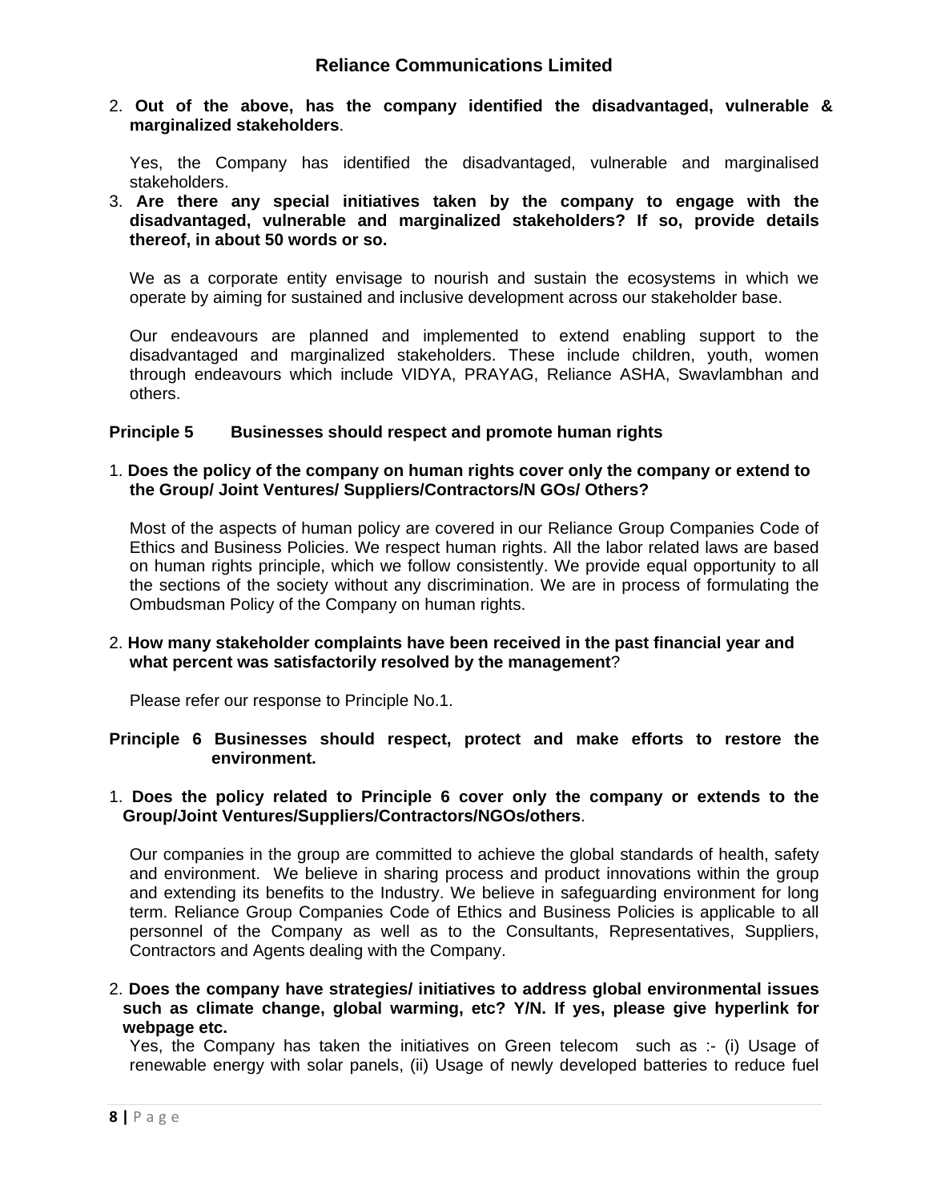2. **Out of the above, has the company identified the disadvantaged, vulnerable & marginalized stakeholders**.

   Yes, the Company has identified the disadvantaged, vulnerable and marginalised stakeholders.

3. **Are there any special initiatives taken by the company to engage with the disadvantaged, vulnerable and marginalized stakeholders? If so, provide details thereof, in about 50 words or so.**

   We as a corporate entity envisage to nourish and sustain the ecosystems in which we operate by aiming for sustained and inclusive development across our stakeholder base.

   Our endeavours are planned and implemented to extend enabling support to the disadvantaged and marginalized stakeholders. These include children, youth, women through endeavours which include VIDYA, PRAYAG, Reliance ASHA, Swavlambhan and others.

**Principle 5 Businesses should respect and promote human rights**

1. **Does the policy of the company on human rights cover only the company or extend to the Group/ Joint Ventures/ Suppliers/Contractors/N GOs/ Others?**

   Most of the aspects of human policy are covered in our Reliance Group Companies Code of Ethics and Business Policies. We respect human rights. All the labor related laws are based on human rights principle, which we follow consistently. We provide equal opportunity to all the sections of the society without any discrimination. We are in process of formulating the Ombudsman Policy of the Company on human rights.

2. **How many stakeholder complaints have been received in the past financial year and what percent was satisfactorily resolved by the management**?

   Please refer our response to Principle No.1.

**Principle 6 Businesses should respect, protect and make efforts to restore the environment.**

1. **Does the policy related to Principle 6 cover only the company or extends to the Group/Joint Ventures/Suppliers/Contractors/NGOs/others**.

   Our companies in the group are committed to achieve the global standards of health, safety and environment. We believe in sharing process and product innovations within the group and extending its benefits to the Industry. We believe in safeguarding environment for long term. Reliance Group Companies Code of Ethics and Business Policies is applicable to all personnel of the Company as well as to the Consultants, Representatives, Suppliers, Contractors and Agents dealing with the Company.

2. **Does the company have strategies/ initiatives to address global environmental issues such as climate change, global warming, etc? Y/N. If yes, please give hyperlink for webpage etc.**

   Yes, the Company has taken the initiatives on Green telecom such as :- (i) Usage of renewable energy with solar panels, (ii) Usage of newly developed batteries to reduce fuel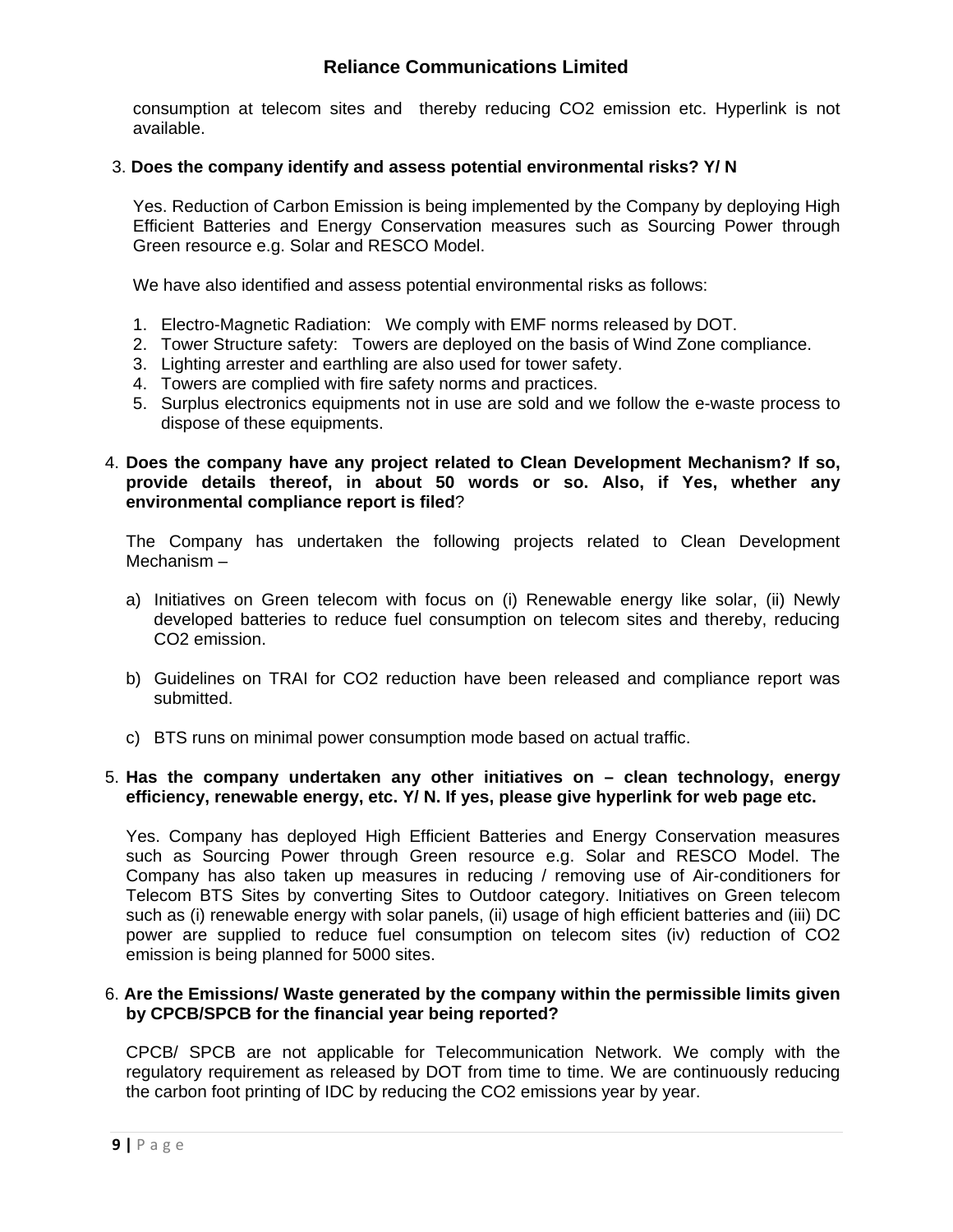consumption at telecom sites and thereby reducing $CO_2$ emission etc. Hyperlink is not available.

3. **Does the company identify and assess potential environmental risks? Y/ N**

   Yes. Reduction of Carbon Emission is being implemented by the Company by deploying High Efficient Batteries and Energy Conservation measures such as Sourcing Power through Green resource e.g. Solar and RESCO Model.

   We have also identified and assess potential environmental risks as follows:

   1. Electro-Magnetic Radiation: We comply with EMF norms released by DOT.
   2. Tower Structure safety: Towers are deployed on the basis of Wind Zone compliance.
   3. Lighting arrester and earthling are also used for tower safety.
   4. Towers are complied with fire safety norms and practices.
   5. Surplus electronics equipments not in use are sold and we follow the e-waste process to dispose of these equipments.

4. **Does the company have any project related to Clean Development Mechanism? If so, provide details thereof, in about 50 words or so. Also, if Yes, whether any environmental compliance report is filed**?

   The Company has undertaken the following projects related to Clean Development Mechanism –

   a) Initiatives on Green telecom with focus on (i) Renewable energy like solar, (ii) Newly developed batteries to reduce fuel consumption on telecom sites and thereby, reducing $CO_2$ emission.

   b) Guidelines on TRAI for $CO_2$ reduction have been released and compliance report was submitted.

   c) BTS runs on minimal power consumption mode based on actual traffic.

5. **Has the company undertaken any other initiatives on – clean technology, energy efficiency, renewable energy, etc. Y/ N. If yes, please give hyperlink for web page etc.**

   Yes. Company has deployed High Efficient Batteries and Energy Conservation measures such as Sourcing Power through Green resource e.g. Solar and RESCO Model. The Company has also taken up measures in reducing / removing use of Air-conditioners for Telecom BTS Sites by converting Sites to Outdoor category. Initiatives on Green telecom such as (i) renewable energy with solar panels, (ii) usage of high efficient batteries and (iii) DC power are supplied to reduce fuel consumption on telecom sites (iv) reduction of $CO_2$ emission is being planned for 5000 sites.

6. **Are the Emissions/ Waste generated by the company within the permissible limits given by CPCB/SPCB for the financial year being reported?**

   CPCB/ SPCB are not applicable for Telecommunication Network. We comply with the regulatory requirement as released by DOT from time to time. We are continuously reducing the carbon foot printing of IDC by reducing the $CO_2$ emissions year by year.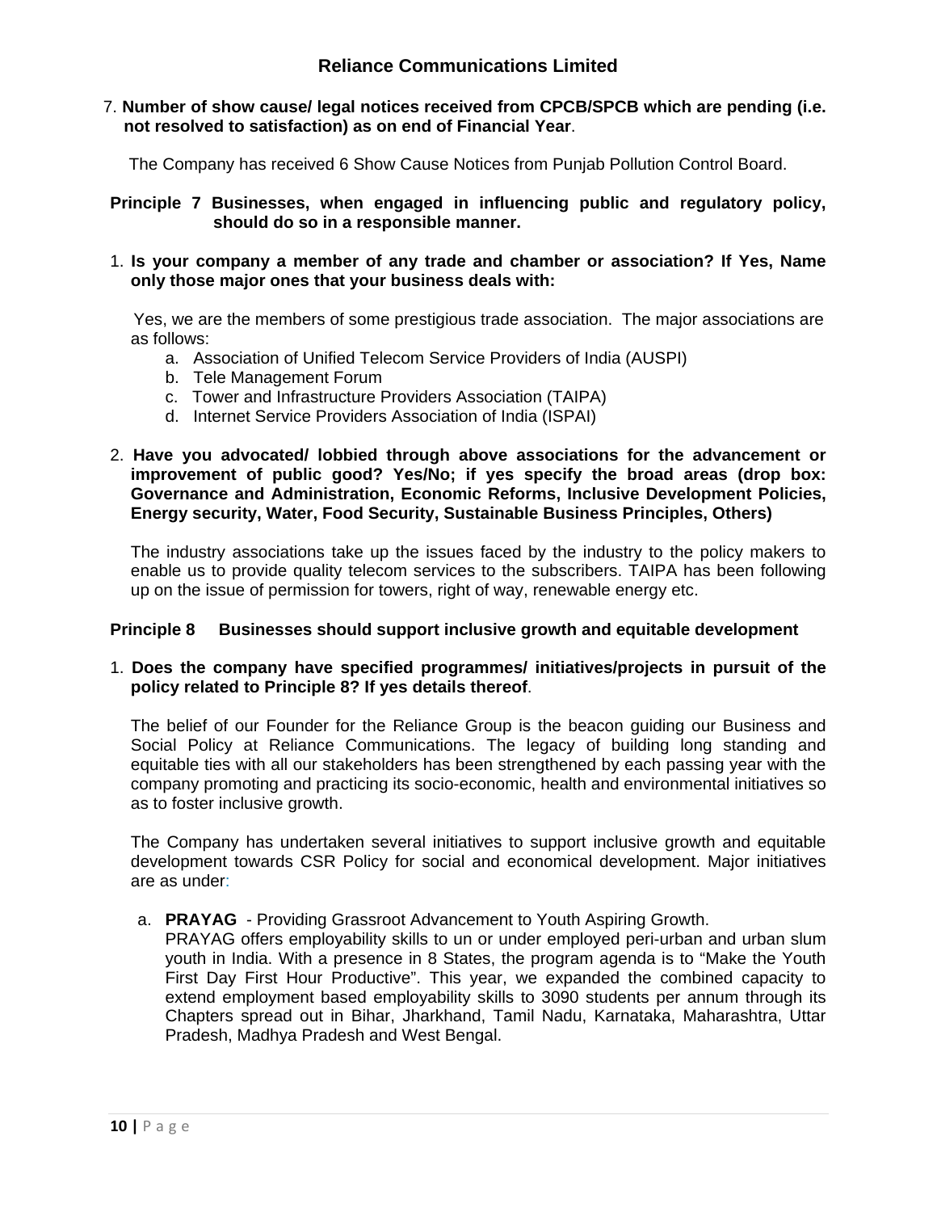7. **Number of show cause/ legal notices received from CPCB/SPCB which are pending (i.e. not resolved to satisfaction) as on end of Financial Year**.

   The Company has received 6 Show Cause Notices from Punjab Pollution Control Board.

**Principle 7 Businesses, when engaged in influencing public and regulatory policy, should do so in a responsible manner.**

1. **Is your company a member of any trade and chamber or association? If Yes, Name only those major ones that your business deals with:**

   Yes, we are the members of some prestigious trade association. The major associations are as follows:

   a. Association of Unified Telecom Service Providers of India (AUSPI)
   b. Tele Management Forum
   c. Tower and Infrastructure Providers Association (TAIPA)
   d. Internet Service Providers Association of India (ISPAI)

2. **Have you advocated/ lobbied through above associations for the advancement or improvement of public good? Yes/No; if yes specify the broad areas (drop box: Governance and Administration, Economic Reforms, Inclusive Development Policies, Energy security, Water, Food Security, Sustainable Business Principles, Others)**

   The industry associations take up the issues faced by the industry to the policy makers to enable us to provide quality telecom services to the subscribers. TAIPA has been following up on the issue of permission for towers, right of way, renewable energy etc.

**Principle 8 Businesses should support inclusive growth and equitable development**

1. **Does the company have specified programmes/ initiatives/projects in pursuit of the policy related to Principle 8? If yes details thereof**.

   The belief of our Founder for the Reliance Group is the beacon guiding our Business and Social Policy at Reliance Communications. The legacy of building long standing and equitable ties with all our stakeholders has been strengthened by each passing year with the company promoting and practicing its socio-economic, health and environmental initiatives so as to foster inclusive growth.

   The Company has undertaken several initiatives to support inclusive growth and equitable development towards CSR Policy for social and economical development. Major initiatives are as under:

   a. **PRAYAG** - Providing Grassroot Advancement to Youth Aspiring Growth.
      PRAYAG offers employability skills to un or under employed peri-urban and urban slum youth in India. With a presence in 8 States, the program agenda is to "Make the Youth First Day First Hour Productive". This year, we expanded the combined capacity to extend employment based employability skills to 3090 students per annum through its Chapters spread out in Bihar, Jharkhand, Tamil Nadu, Karnataka, Maharashtra, Uttar Pradesh, Madhya Pradesh and West Bengal.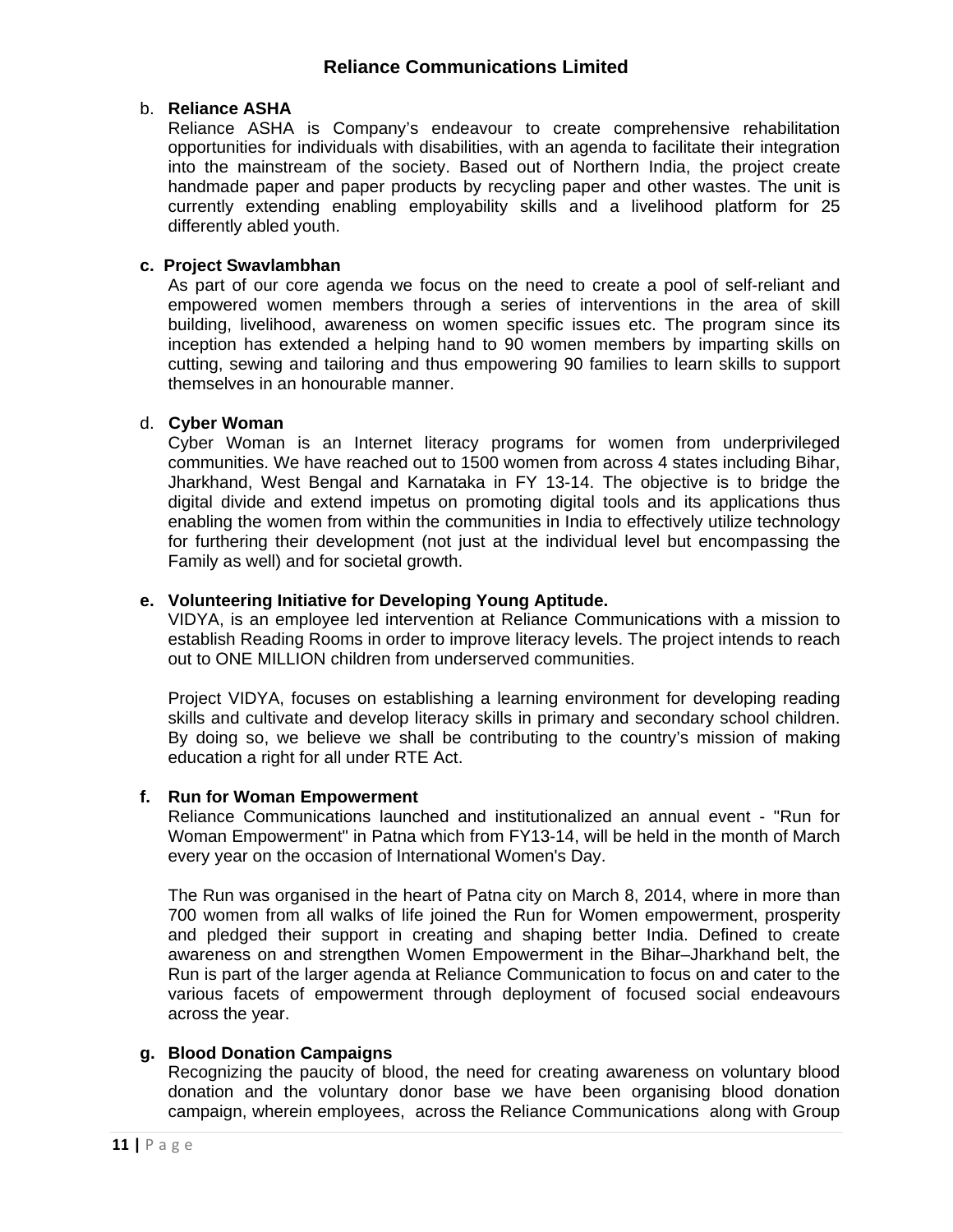b. **Reliance ASHA**

Reliance ASHA is Company's endeavour to create comprehensive rehabilitation opportunities for individuals with disabilities, with an agenda to facilitate their integration into the mainstream of the society. Based out of Northern India, the project create handmade paper and paper products by recycling paper and other wastes. The unit is currently extending enabling employability skills and a livelihood platform for 25 differently abled youth.

**c. Project Swavlambhan**

As part of our core agenda we focus on the need to create a pool of self-reliant and empowered women members through a series of interventions in the area of skill building, livelihood, awareness on women specific issues etc. The program since its inception has extended a helping hand to 90 women members by imparting skills on cutting, sewing and tailoring and thus empowering 90 families to learn skills to support themselves in an honourable manner.

d. **Cyber Woman**

Cyber Woman is an Internet literacy programs for women from underprivileged communities. We have reached out to 1500 women from across 4 states including Bihar, Jharkhand, West Bengal and Karnataka in FY 13-14. The objective is to bridge the digital divide and extend impetus on promoting digital tools and its applications thus enabling the women from within the communities in India to effectively utilize technology for furthering their development (not just at the individual level but encompassing the Family as well) and for societal growth.

**e. Volunteering Initiative for Developing Young Aptitude.**

VIDYA, is an employee led intervention at Reliance Communications with a mission to establish Reading Rooms in order to improve literacy levels. The project intends to reach out to ONE MILLION children from underserved communities.

Project VIDYA, focuses on establishing a learning environment for developing reading skills and cultivate and develop literacy skills in primary and secondary school children. By doing so, we believe we shall be contributing to the country's mission of making education a right for all under RTE Act.

**f. Run for Woman Empowerment**

Reliance Communications launched and institutionalized an annual event - "Run for Woman Empowerment" in Patna which from FY13-14, will be held in the month of March every year on the occasion of International Women's Day.

The Run was organised in the heart of Patna city on March 8, 2014, where in more than 700 women from all walks of life joined the Run for Women empowerment, prosperity and pledged their support in creating and shaping better India. Defined to create awareness on and strengthen Women Empowerment in the Bihar–Jharkhand belt, the Run is part of the larger agenda at Reliance Communication to focus on and cater to the various facets of empowerment through deployment of focused social endeavours across the year.

**g. Blood Donation Campaigns**

Recognizing the paucity of blood, the need for creating awareness on voluntary blood donation and the voluntary donor base we have been organising blood donation campaign, wherein employees, across the Reliance Communications along with Group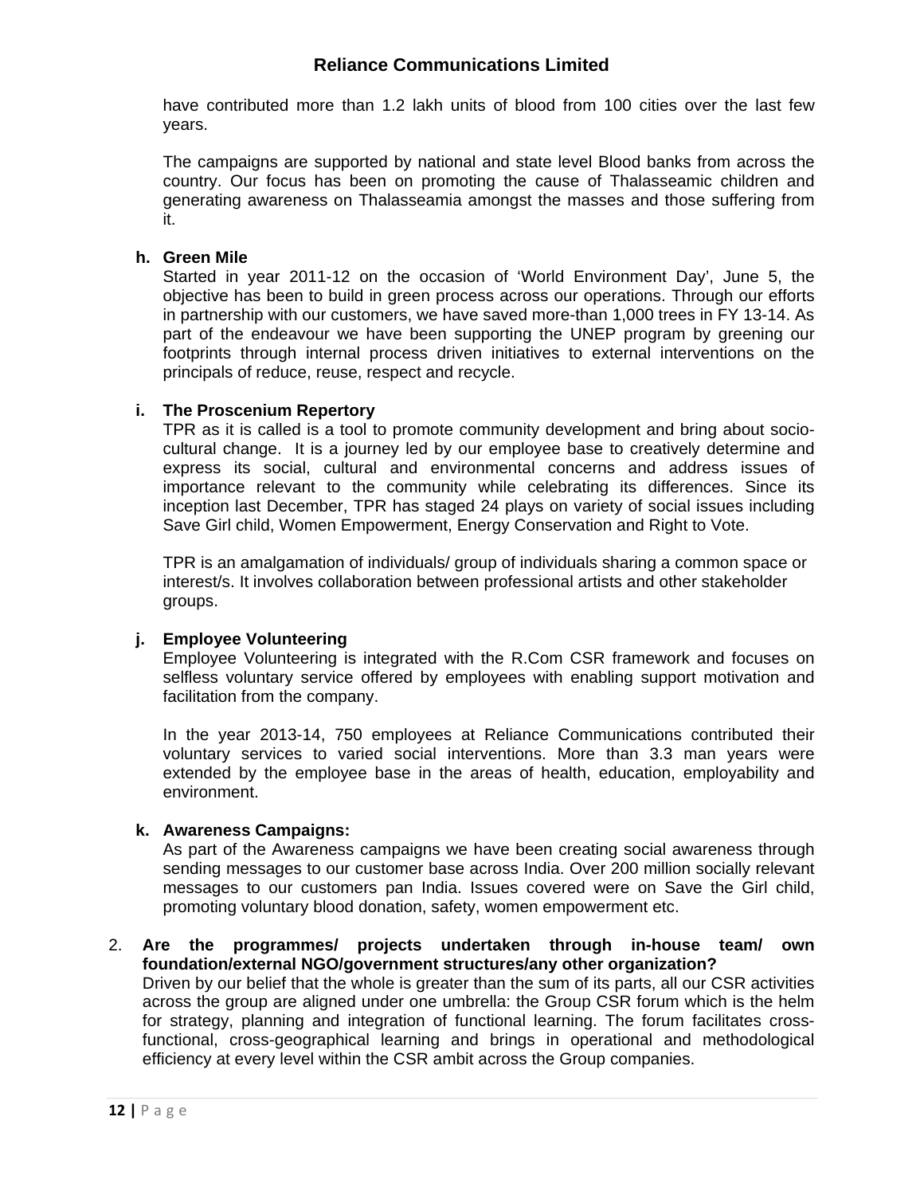have contributed more than 1.2 lakh units of blood from 100 cities over the last few years.

The campaigns are supported by national and state level Blood banks from across the country. Our focus has been on promoting the cause of Thalasseamic children and generating awareness on Thalasseamia amongst the masses and those suffering from it.

**h. Green Mile**

Started in year 2011-12 on the occasion of 'World Environment Day', June 5, the objective has been to build in green process across our operations. Through our efforts in partnership with our customers, we have saved more-than 1,000 trees in FY 13-14. As part of the endeavour we have been supporting the UNEP program by greening our footprints through internal process driven initiatives to external interventions on the principals of reduce, reuse, respect and recycle.

**i. The Proscenium Repertory**

TPR as it is called is a tool to promote community development and bring about socio-cultural change. It is a journey led by our employee base to creatively determine and express its social, cultural and environmental concerns and address issues of importance relevant to the community while celebrating its differences. Since its inception last December, TPR has staged 24 plays on variety of social issues including Save Girl child, Women Empowerment, Energy Conservation and Right to Vote.

TPR is an amalgamation of individuals/ group of individuals sharing a common space or interest/s. It involves collaboration between professional artists and other stakeholder groups.

**j. Employee Volunteering**

Employee Volunteering is integrated with the R.Com CSR framework and focuses on selfless voluntary service offered by employees with enabling support motivation and facilitation from the company.

In the year 2013-14, 750 employees at Reliance Communications contributed their voluntary services to varied social interventions. More than 3.3 man years were extended by the employee base in the areas of health, education, employability and environment.

**k. Awareness Campaigns:**

As part of the Awareness campaigns we have been creating social awareness through sending messages to our customer base across India. Over 200 million socially relevant messages to our customers pan India. Issues covered were on Save the Girl child, promoting voluntary blood donation, safety, women empowerment etc.

2. **Are the programmes/ projects undertaken through in-house team/ own foundation/external NGO/government structures/any other organization?**

   Driven by our belief that the whole is greater than the sum of its parts, all our CSR activities across the group are aligned under one umbrella: the Group CSR forum which is the helm for strategy, planning and integration of functional learning. The forum facilitates cross-functional, cross-geographical learning and brings in operational and methodological efficiency at every level within the CSR ambit across the Group companies.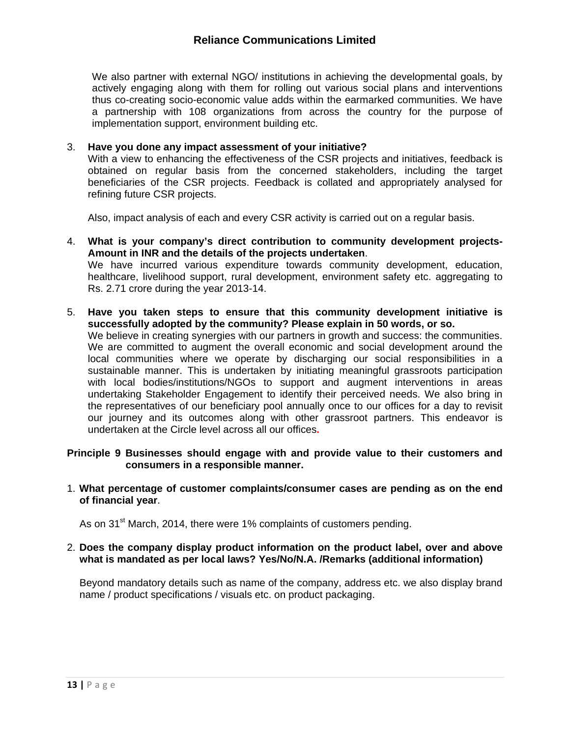We also partner with external NGO/ institutions in achieving the developmental goals, by actively engaging along with them for rolling out various social plans and interventions thus co-creating socio-economic value adds within the earmarked communities. We have a partnership with 108 organizations from across the country for the purpose of implementation support, environment building etc.

3. **Have you done any impact assessment of your initiative?**
   With a view to enhancing the effectiveness of the CSR projects and initiatives, feedback is obtained on regular basis from the concerned stakeholders, including the target beneficiaries of the CSR projects. Feedback is collated and appropriately analysed for refining future CSR projects.

   Also, impact analysis of each and every CSR activity is carried out on a regular basis.

4. **What is your company's direct contribution to community development projects- Amount in INR and the details of the projects undertaken**.
   We have incurred various expenditure towards community development, education, healthcare, livelihood support, rural development, environment safety etc. aggregating to Rs. 2.71 crore during the year 2013-14.

5. **Have you taken steps to ensure that this community development initiative is successfully adopted by the community? Please explain in 50 words, or so.**
   We believe in creating synergies with our partners in growth and success: the communities. We are committed to augment the overall economic and social development around the local communities where we operate by discharging our social responsibilities in a sustainable manner. This is undertaken by initiating meaningful grassroots participation with local bodies/institutions/NGOs to support and augment interventions in areas undertaking Stakeholder Engagement to identify their perceived needs. We also bring in the representatives of our beneficiary pool annually once to our offices for a day to revisit our journey and its outcomes along with other grassroot partners. This endeavor is undertaken at the Circle level across all our offices.

**Principle 9 Businesses should engage with and provide value to their customers and consumers in a responsible manner.**

1. **What percentage of customer complaints/consumer cases are pending as on the end of financial year**.

   As on 31st March, 2014, there were 1% complaints of customers pending.

2. **Does the company display product information on the product label, over and above what is mandated as per local laws? Yes/No/N.A. /Remarks (additional information)**

   Beyond mandatory details such as name of the company, address etc. we also display brand name / product specifications / visuals etc. on product packaging.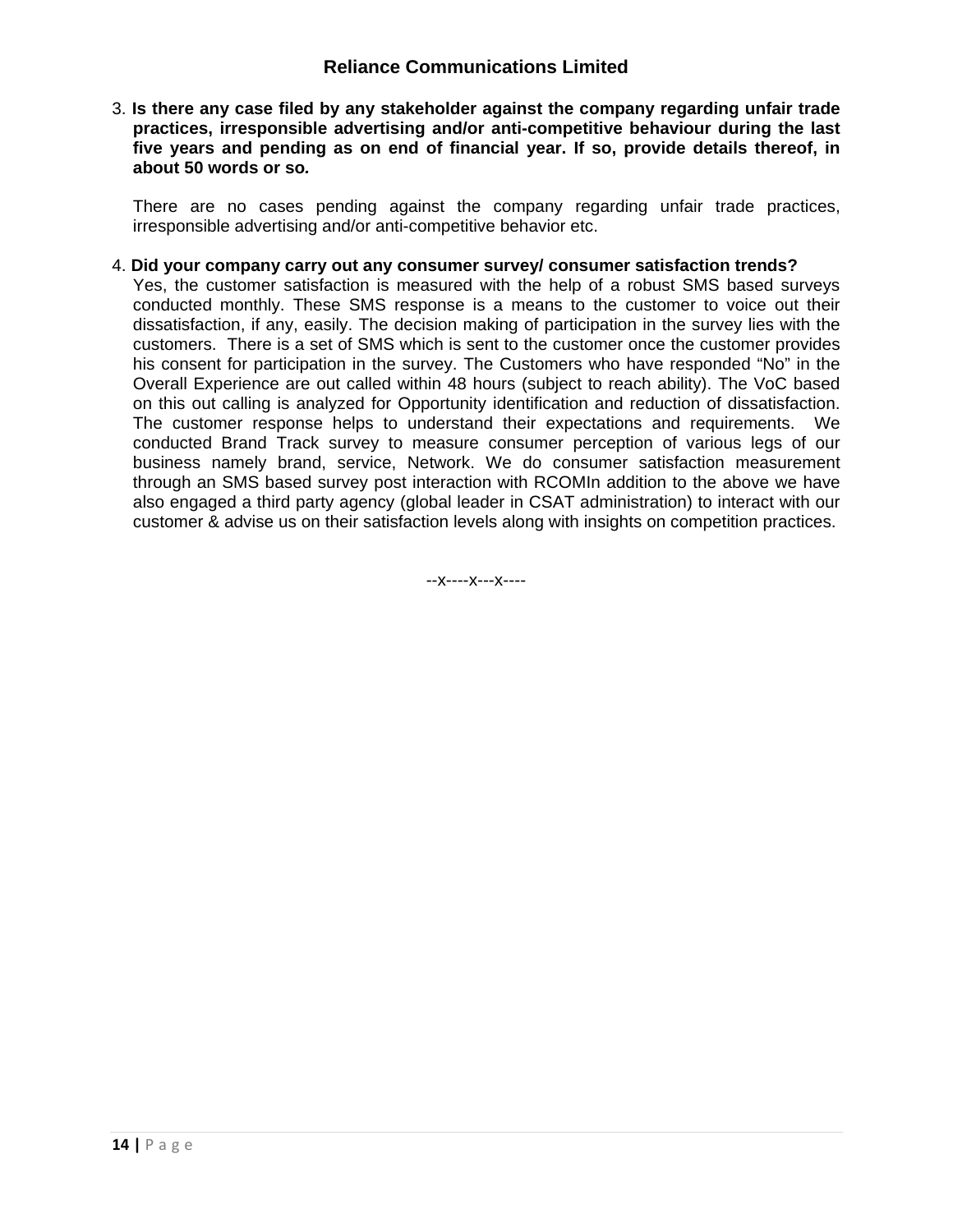3. **Is there any case filed by any stakeholder against the company regarding unfair trade practices, irresponsible advertising and/or anti-competitive behaviour during the last five years and pending as on end of financial year. If so, provide details thereof, in about 50 words or so.**

   There are no cases pending against the company regarding unfair trade practices, irresponsible advertising and/or anti-competitive behavior etc.

4. **Did your company carry out any consumer survey/ consumer satisfaction trends?**
   Yes, the customer satisfaction is measured with the help of a robust SMS based surveys conducted monthly. These SMS response is a means to the customer to voice out their dissatisfaction, if any, easily. The decision making of participation in the survey lies with the customers. There is a set of SMS which is sent to the customer once the customer provides his consent for participation in the survey. The Customers who have responded "No" in the Overall Experience are out called within 48 hours (subject to reach ability). The VoC based on this out calling is analyzed for Opportunity identification and reduction of dissatisfaction. The customer response helps to understand their expectations and requirements. We conducted Brand Track survey to measure consumer perception of various legs of our business namely brand, service, Network. We do consumer satisfaction measurement through an SMS based survey post interaction with RCOMIn addition to the above we have also engaged a third party agency (global leader in CSAT administration) to interact with our customer & advise us on their satisfaction levels along with insights on competition practices.

--x----x---x----